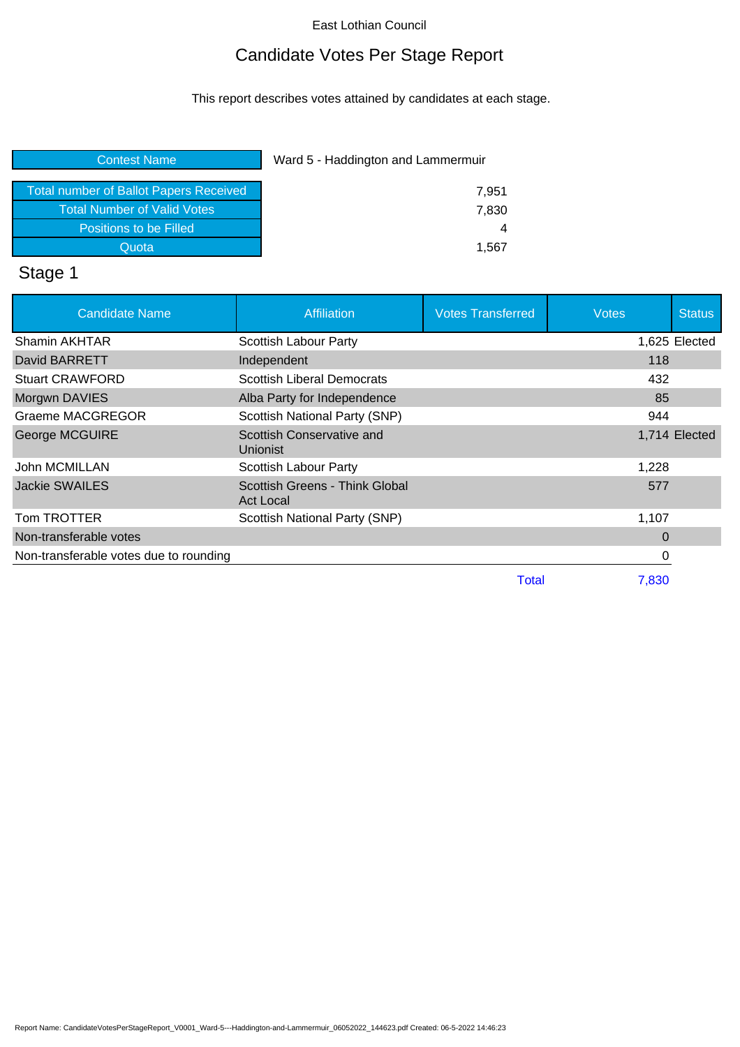East Lothian Council

# Candidate Votes Per Stage Report

This report describes votes attained by candidates at each stage.

| Contest Name | Ward 5 - Haddington and Lammermuir |
|---|---|
| Total number of Ballot Papers Received | 7,951 |
| Total Number of Valid Votes | 7,830 |
| Positions to be Filled | 4 |
| Quota | 1,567 |

## Stage 1

| Candidate Name | Affiliation | Votes Transferred | Votes | Status |
|---|---|---|---|---|
| Shamin AKHTAR | Scottish Labour Party | | 1,625 | Elected |
| David BARRETT | Independent | | 118 | |
| Stuart CRAWFORD | Scottish Liberal Democrats | | 432 | |
| Morgwn DAVIES | Alba Party for Independence | | 85 | |
| Graeme MACGREGOR | Scottish National Party (SNP) | | 944 | |
| George MCGUIRE | Scottish Conservative and Unionist | | 1,714 | Elected |
| John MCMILLAN | Scottish Labour Party | | 1,228 | |
| Jackie SWAILES | Scottish Greens - Think Global Act Local | | 577 | |
| Tom TROTTER | Scottish National Party (SNP) | | 1,107 | |
| Non-transferable votes | | | 0 | |
| Non-transferable votes due to rounding | | | 0 | |
| | | Total | 7,830 | |

Report Name: CandidateVotesPerStageReport_V0001_Ward-5---Haddington-and-Lammermuir_06052022_144623.pdf Created: 06-5-2022 14:46:23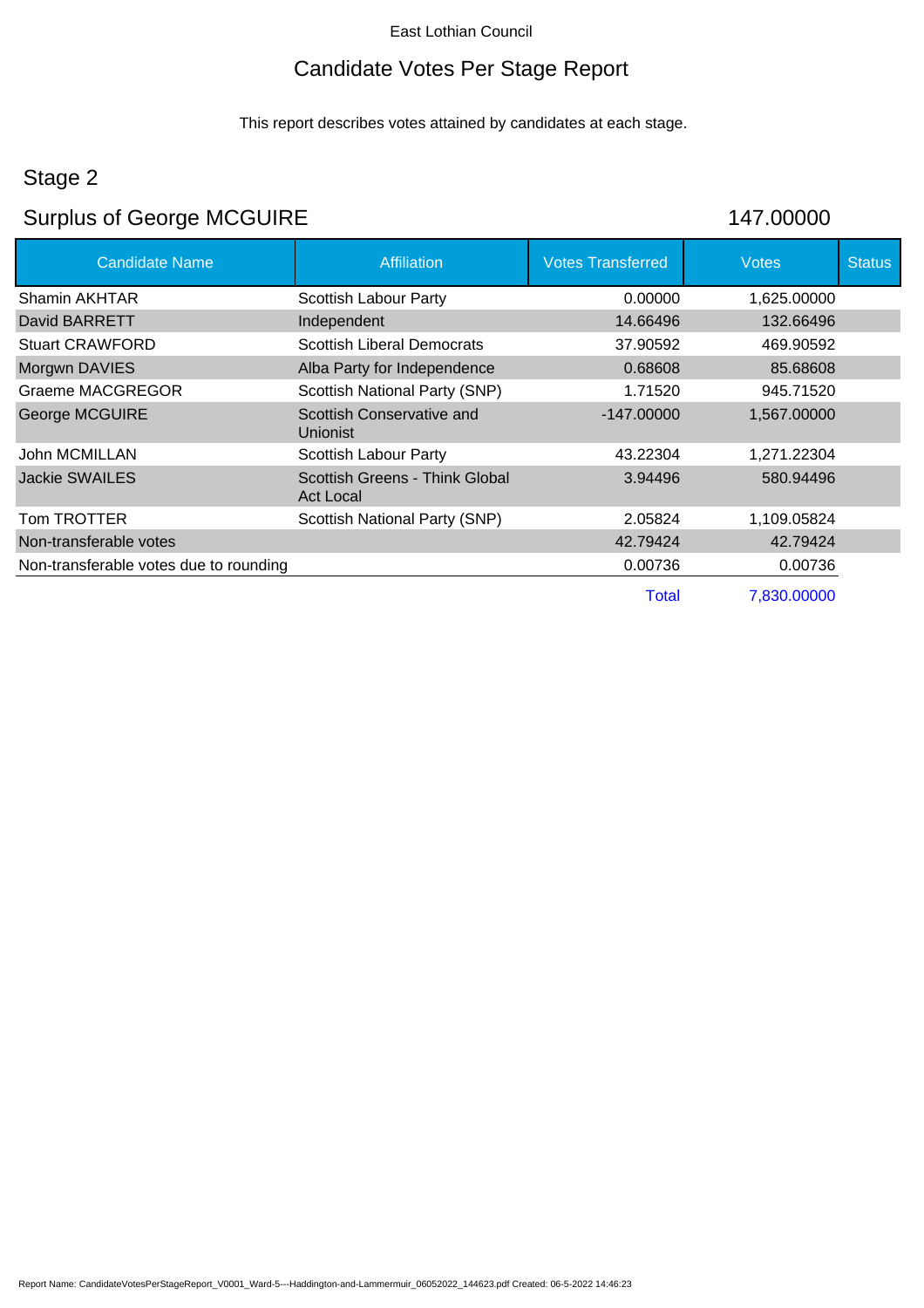East Lothian Council

# Candidate Votes Per Stage Report

This report describes votes attained by candidates at each stage.

## Stage 2

## Surplus of George MCGUIRE 147.00000

| Candidate Name | Affiliation | Votes Transferred | Votes | Status |
|---|---|---|---|---|
| Shamin AKHTAR | Scottish Labour Party | 0.00000 | 1,625.00000 | |
| David BARRETT | Independent | 14.66496 | 132.66496 | |
| Stuart CRAWFORD | Scottish Liberal Democrats | 37.90592 | 469.90592 | |
| Morgwn DAVIES | Alba Party for Independence | 0.68608 | 85.68608 | |
| Graeme MACGREGOR | Scottish National Party (SNP) | 1.71520 | 945.71520 | |
| George MCGUIRE | Scottish Conservative and Unionist | -147.00000 | 1,567.00000 | |
| John MCMILLAN | Scottish Labour Party | 43.22304 | 1,271.22304 | |
| Jackie SWAILES | Scottish Greens - Think Global Act Local | 3.94496 | 580.94496 | |
| Tom TROTTER | Scottish National Party (SNP) | 2.05824 | 1,109.05824 | |
| Non-transferable votes | | 42.79424 | 42.79424 | |
| Non-transferable votes due to rounding | | 0.00736 | 0.00736 | |
| | | Total | 7,830.00000 | |

Report Name: CandidateVotesPerStageReport_V0001_Ward-5---Haddington-and-Lammermuir_06052022_144623.pdf Created: 06-5-2022 14:46:23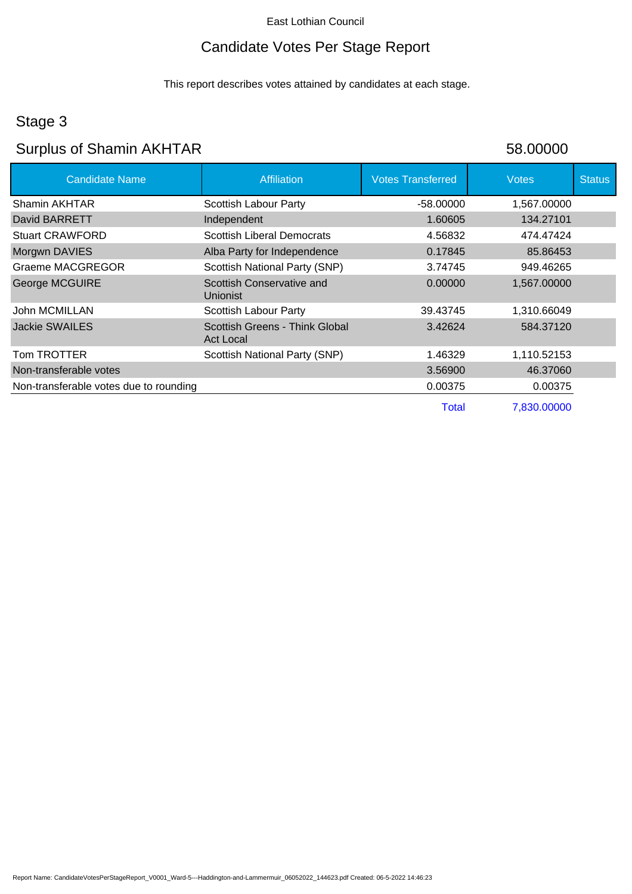East Lothian Council

# Candidate Votes Per Stage Report

This report describes votes attained by candidates at each stage.

## Stage 3

## Surplus of Shamin AKHTAR 58.00000

| Candidate Name | Affiliation | Votes Transferred | Votes | Status |
|---|---|---|---|---|
| Shamin AKHTAR | Scottish Labour Party | -58.00000 | 1,567.00000 | |
| David BARRETT | Independent | 1.60605 | 134.27101 | |
| Stuart CRAWFORD | Scottish Liberal Democrats | 4.56832 | 474.47424 | |
| Morgwn DAVIES | Alba Party for Independence | 0.17845 | 85.86453 | |
| Graeme MACGREGOR | Scottish National Party (SNP) | 3.74745 | 949.46265 | |
| George MCGUIRE | Scottish Conservative and Unionist | 0.00000 | 1,567.00000 | |
| John MCMILLAN | Scottish Labour Party | 39.43745 | 1,310.66049 | |
| Jackie SWAILES | Scottish Greens - Think Global Act Local | 3.42624 | 584.37120 | |
| Tom TROTTER | Scottish National Party (SNP) | 1.46329 | 1,110.52153 | |
| Non-transferable votes | | 3.56900 | 46.37060 | |
| Non-transferable votes due to rounding | | 0.00375 | 0.00375 | |
| | | Total | 7,830.00000 | |

Report Name: CandidateVotesPerStageReport_V0001_Ward-5---Haddington-and-Lammermuir_06052022_144623.pdf Created: 06-5-2022 14:46:23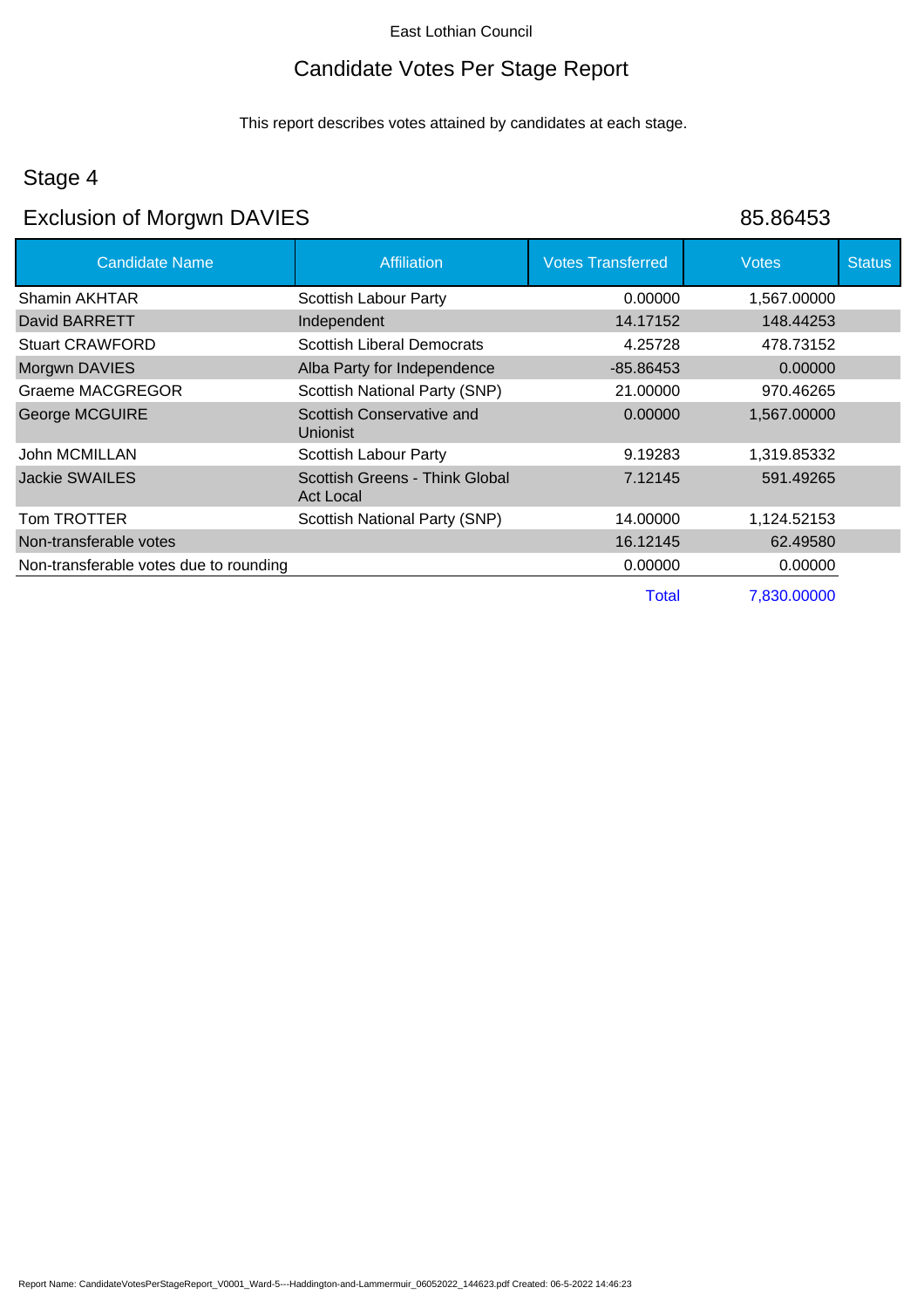East Lothian Council

# Candidate Votes Per Stage Report

This report describes votes attained by candidates at each stage.

## Stage 4

## Exclusion of Morgwn DAVIES 85.86453

| Candidate Name | Affiliation | Votes Transferred | Votes | Status |
|---|---|---|---|---|
| Shamin AKHTAR | Scottish Labour Party | 0.00000 | 1,567.00000 | |
| David BARRETT | Independent | 14.17152 | 148.44253 | |
| Stuart CRAWFORD | Scottish Liberal Democrats | 4.25728 | 478.73152 | |
| Morgwn DAVIES | Alba Party for Independence | -85.86453 | 0.00000 | |
| Graeme MACGREGOR | Scottish National Party (SNP) | 21.00000 | 970.46265 | |
| George MCGUIRE | Scottish Conservative and Unionist | 0.00000 | 1,567.00000 | |
| John MCMILLAN | Scottish Labour Party | 9.19283 | 1,319.85332 | |
| Jackie SWAILES | Scottish Greens - Think Global Act Local | 7.12145 | 591.49265 | |
| Tom TROTTER | Scottish National Party (SNP) | 14.00000 | 1,124.52153 | |
| Non-transferable votes | | 16.12145 | 62.49580 | |
| Non-transferable votes due to rounding | | 0.00000 | 0.00000 | |
| | | Total | 7,830.00000 | |

Report Name: CandidateVotesPerStageReport_V0001_Ward-5---Haddington-and-Lammermuir_06052022_144623.pdf Created: 06-5-2022 14:46:23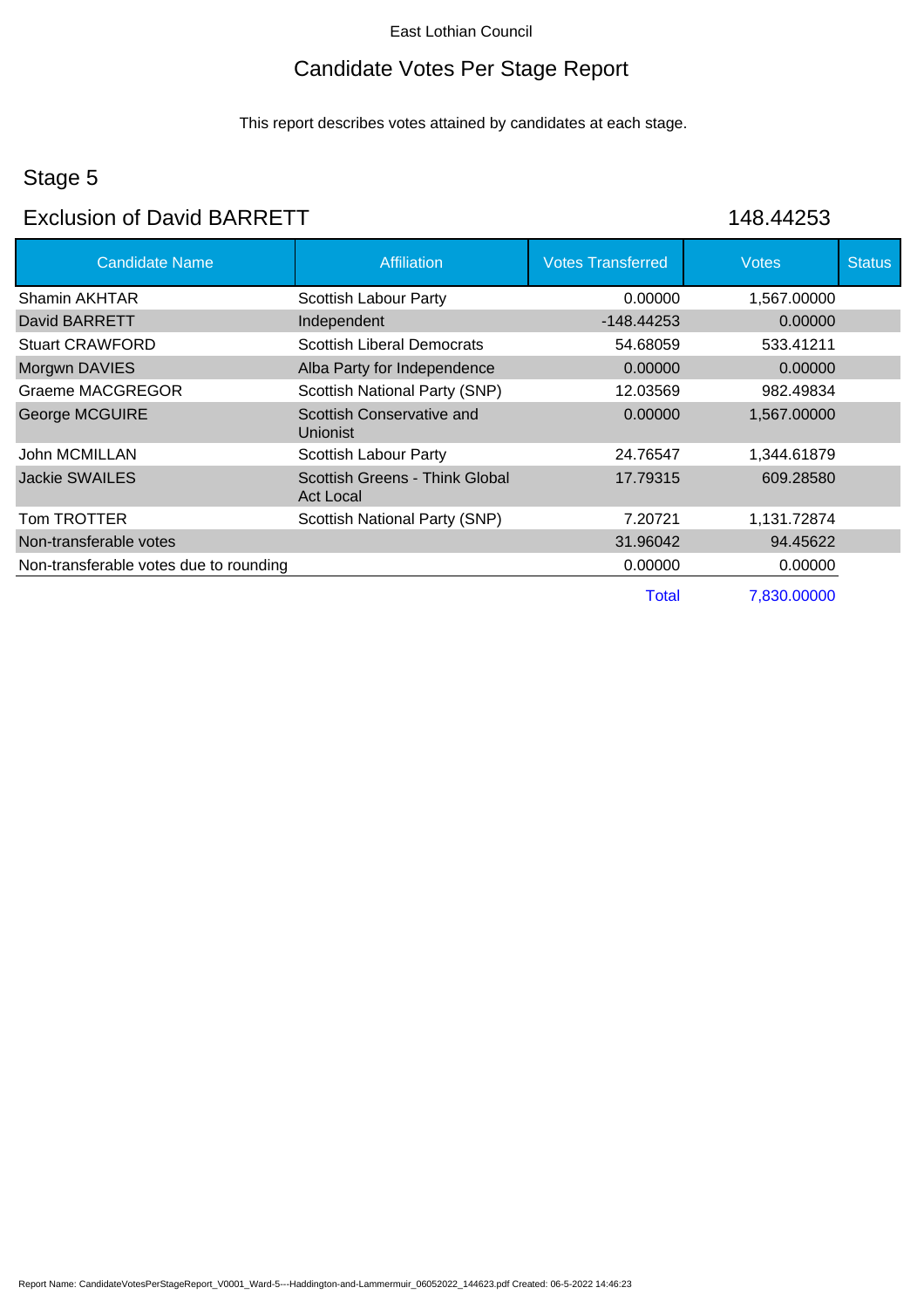East Lothian Council

# Candidate Votes Per Stage Report

This report describes votes attained by candidates at each stage.

## Stage 5

## Exclusion of David BARRETT 148.44253

| Candidate Name | Affiliation | Votes Transferred | Votes | Status |
|---|---|---|---|---|
| Shamin AKHTAR | Scottish Labour Party | 0.00000 | 1,567.00000 | |
| David BARRETT | Independent | -148.44253 | 0.00000 | |
| Stuart CRAWFORD | Scottish Liberal Democrats | 54.68059 | 533.41211 | |
| Morgwn DAVIES | Alba Party for Independence | 0.00000 | 0.00000 | |
| Graeme MACGREGOR | Scottish National Party (SNP) | 12.03569 | 982.49834 | |
| George MCGUIRE | Scottish Conservative and Unionist | 0.00000 | 1,567.00000 | |
| John MCMILLAN | Scottish Labour Party | 24.76547 | 1,344.61879 | |
| Jackie SWAILES | Scottish Greens - Think Global Act Local | 17.79315 | 609.28580 | |
| Tom TROTTER | Scottish National Party (SNP) | 7.20721 | 1,131.72874 | |
| Non-transferable votes | | 31.96042 | 94.45622 | |
| Non-transferable votes due to rounding | | 0.00000 | 0.00000 | |
| | | Total | 7,830.00000 | |

Report Name: CandidateVotesPerStageReport_V0001_Ward-5---Haddington-and-Lammermuir_06052022_144623.pdf Created: 06-5-2022 14:46:23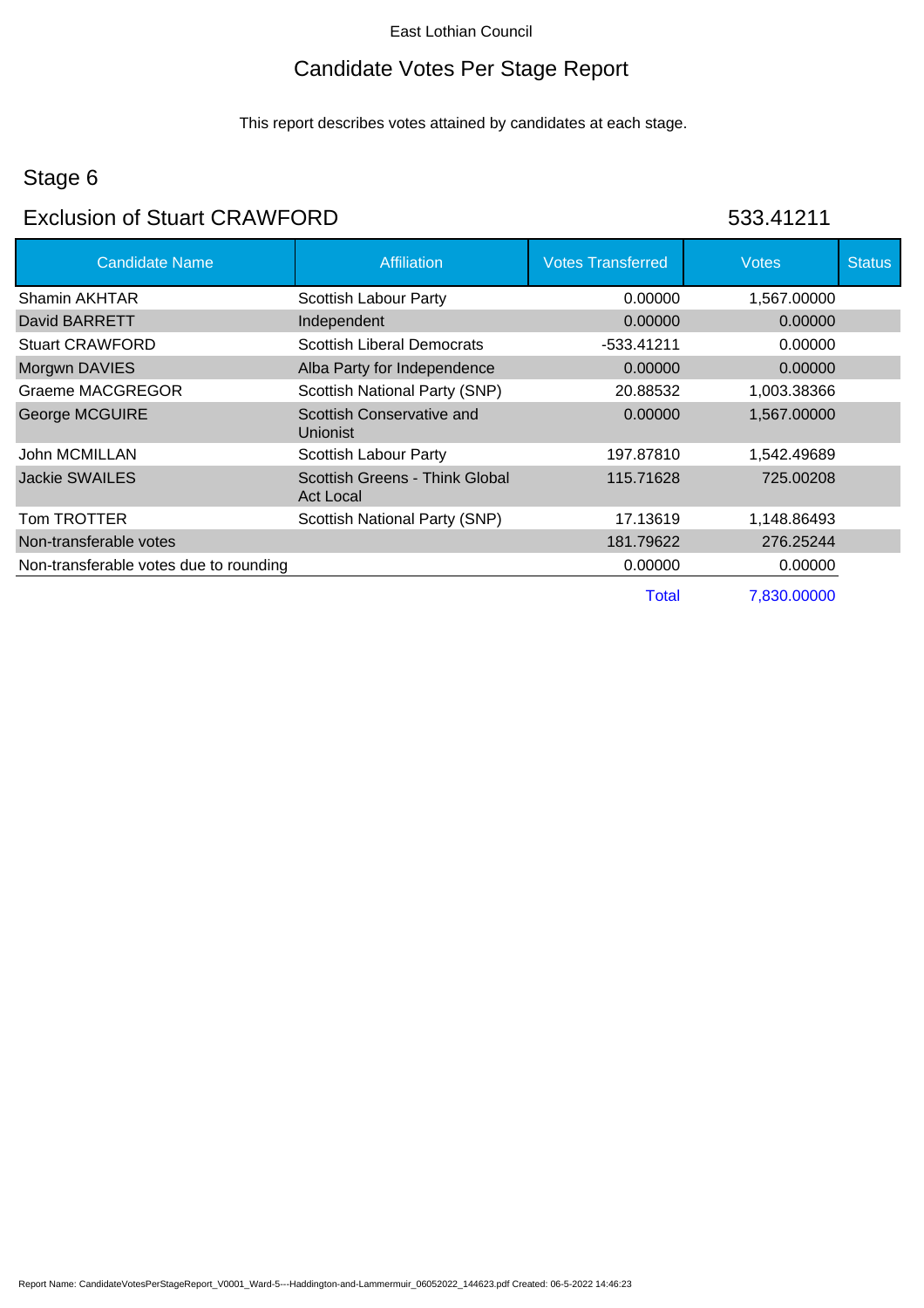East Lothian Council

# Candidate Votes Per Stage Report

This report describes votes attained by candidates at each stage.

## Stage 6

## Exclusion of Stuart CRAWFORD 533.41211

| Candidate Name | Affiliation | Votes Transferred | Votes | Status |
|---|---|---|---|---|
| Shamin AKHTAR | Scottish Labour Party | 0.00000 | 1,567.00000 | |
| David BARRETT | Independent | 0.00000 | 0.00000 | |
| Stuart CRAWFORD | Scottish Liberal Democrats | -533.41211 | 0.00000 | |
| Morgwn DAVIES | Alba Party for Independence | 0.00000 | 0.00000 | |
| Graeme MACGREGOR | Scottish National Party (SNP) | 20.88532 | 1,003.38366 | |
| George MCGUIRE | Scottish Conservative and Unionist | 0.00000 | 1,567.00000 | |
| John MCMILLAN | Scottish Labour Party | 197.87810 | 1,542.49689 | |
| Jackie SWAILES | Scottish Greens - Think Global Act Local | 115.71628 | 725.00208 | |
| Tom TROTTER | Scottish National Party (SNP) | 17.13619 | 1,148.86493 | |
| Non-transferable votes | | 181.79622 | 276.25244 | |
| Non-transferable votes due to rounding | | 0.00000 | 0.00000 | |
| | | Total | 7,830.00000 | |

Report Name: CandidateVotesPerStageReport_V0001_Ward-5---Haddington-and-Lammermuir_06052022_144623.pdf Created: 06-5-2022 14:46:23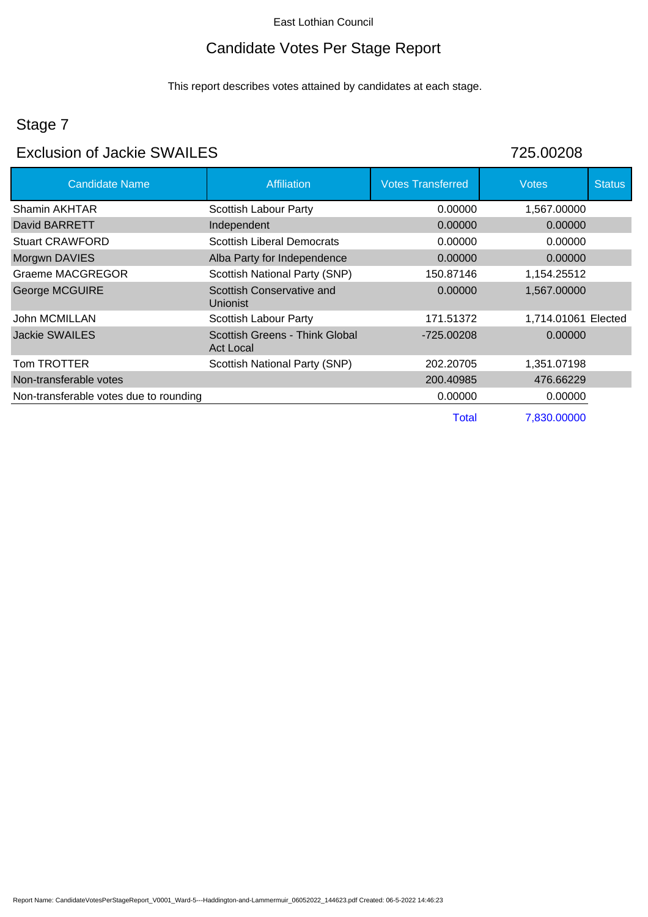East Lothian Council

# Candidate Votes Per Stage Report

This report describes votes attained by candidates at each stage.

## Stage 7

## Exclusion of Jackie SWAILES 725.00208

| Candidate Name | Affiliation | Votes Transferred | Votes | Status |
|---|---|---|---|---|
| Shamin AKHTAR | Scottish Labour Party | 0.00000 | 1,567.00000 | |
| David BARRETT | Independent | 0.00000 | 0.00000 | |
| Stuart CRAWFORD | Scottish Liberal Democrats | 0.00000 | 0.00000 | |
| Morgwn DAVIES | Alba Party for Independence | 0.00000 | 0.00000 | |
| Graeme MACGREGOR | Scottish National Party (SNP) | 150.87146 | 1,154.25512 | |
| George MCGUIRE | Scottish Conservative and Unionist | 0.00000 | 1,567.00000 | |
| John MCMILLAN | Scottish Labour Party | 171.51372 | 1,714.01061 | Elected |
| Jackie SWAILES | Scottish Greens - Think Global Act Local | -725.00208 | 0.00000 | |
| Tom TROTTER | Scottish National Party (SNP) | 202.20705 | 1,351.07198 | |
| Non-transferable votes | | 200.40985 | 476.66229 | |
| Non-transferable votes due to rounding | | 0.00000 | 0.00000 | |
| | | Total | 7,830.00000 | |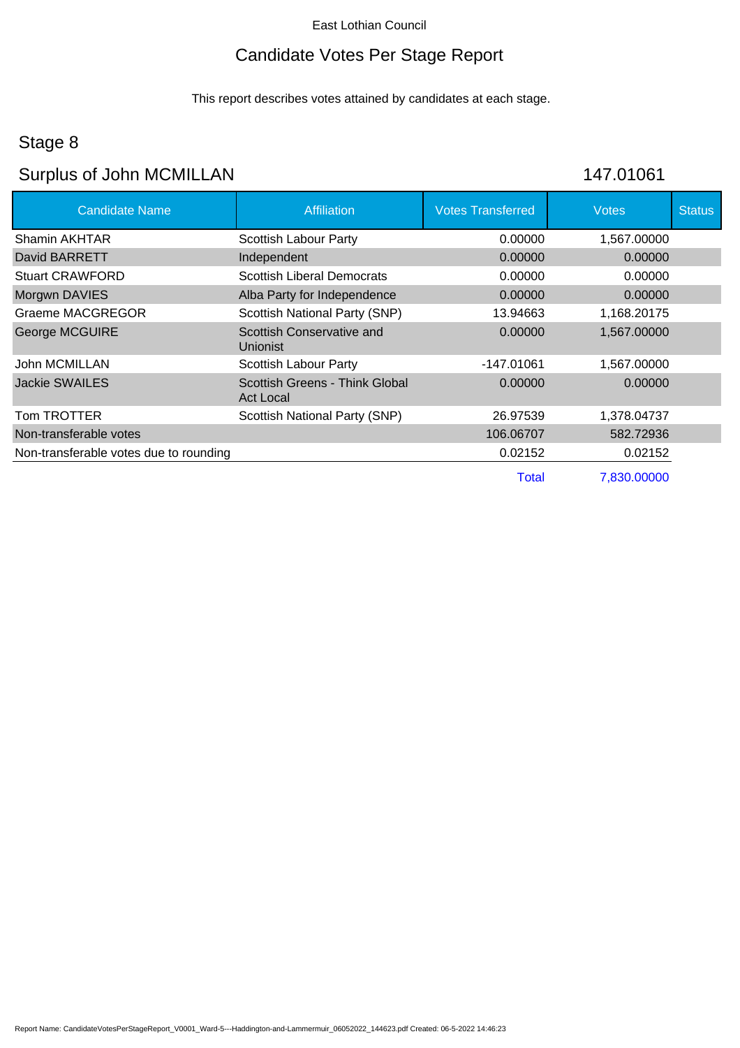East Lothian Council

# Candidate Votes Per Stage Report

This report describes votes attained by candidates at each stage.

## Stage 8

## Surplus of John MCMILLAN 147.01061

| Candidate Name | Affiliation | Votes Transferred | Votes | Status |
|---|---|---|---|---|
| Shamin AKHTAR | Scottish Labour Party | 0.00000 | 1,567.00000 | |
| David BARRETT | Independent | 0.00000 | 0.00000 | |
| Stuart CRAWFORD | Scottish Liberal Democrats | 0.00000 | 0.00000 | |
| Morgwn DAVIES | Alba Party for Independence | 0.00000 | 0.00000 | |
| Graeme MACGREGOR | Scottish National Party (SNP) | 13.94663 | 1,168.20175 | |
| George MCGUIRE | Scottish Conservative and Unionist | 0.00000 | 1,567.00000 | |
| John MCMILLAN | Scottish Labour Party | -147.01061 | 1,567.00000 | |
| Jackie SWAILES | Scottish Greens - Think Global Act Local | 0.00000 | 0.00000 | |
| Tom TROTTER | Scottish National Party (SNP) | 26.97539 | 1,378.04737 | |
| Non-transferable votes | | 106.06707 | 582.72936 | |
| Non-transferable votes due to rounding | | 0.02152 | 0.02152 | |
| | | Total | 7,830.00000 | |

Report Name: CandidateVotesPerStageReport_V0001_Ward-5---Haddington-and-Lammermuir_06052022_144623.pdf Created: 06-5-2022 14:46:23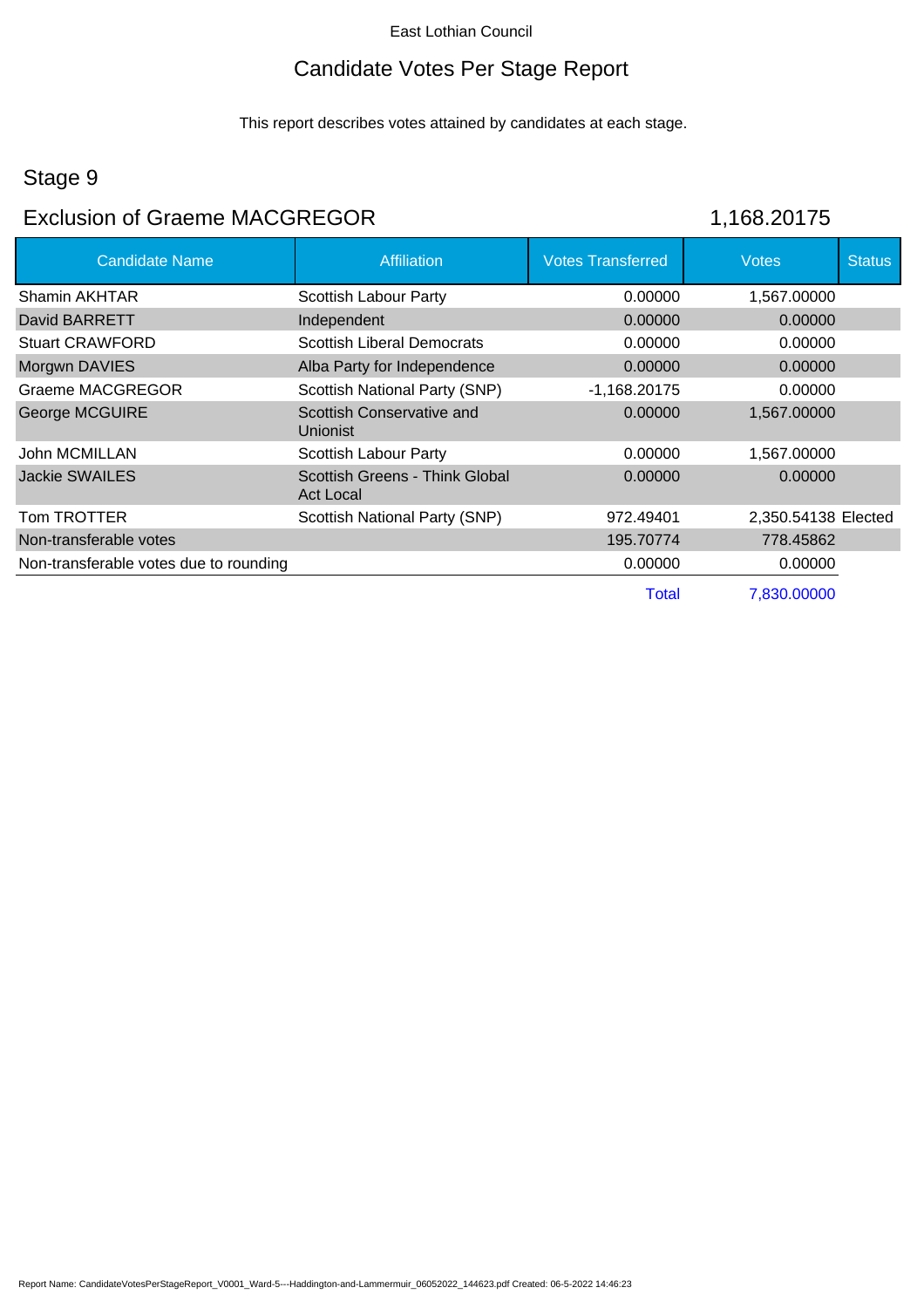East Lothian Council

# Candidate Votes Per Stage Report

This report describes votes attained by candidates at each stage.

## Stage 9

## Exclusion of Graeme MACGREGOR 1,168.20175

| Candidate Name | Affiliation | Votes Transferred | Votes | Status |
|---|---|---|---|---|
| Shamin AKHTAR | Scottish Labour Party | 0.00000 | 1,567.00000 | |
| David BARRETT | Independent | 0.00000 | 0.00000 | |
| Stuart CRAWFORD | Scottish Liberal Democrats | 0.00000 | 0.00000 | |
| Morgwn DAVIES | Alba Party for Independence | 0.00000 | 0.00000 | |
| Graeme MACGREGOR | Scottish National Party (SNP) | -1,168.20175 | 0.00000 | |
| George MCGUIRE | Scottish Conservative and Unionist | 0.00000 | 1,567.00000 | |
| John MCMILLAN | Scottish Labour Party | 0.00000 | 1,567.00000 | |
| Jackie SWAILES | Scottish Greens - Think Global Act Local | 0.00000 | 0.00000 | |
| Tom TROTTER | Scottish National Party (SNP) | 972.49401 | 2,350.54138 | Elected |
| Non-transferable votes | | 195.70774 | 778.45862 | |
| Non-transferable votes due to rounding | | 0.00000 | 0.00000 | |
| | | Total | 7,830.00000 | |

Report Name: CandidateVotesPerStageReport_V0001_Ward-5---Haddington-and-Lammermuir_06052022_144623.pdf Created: 06-5-2022 14:46:23